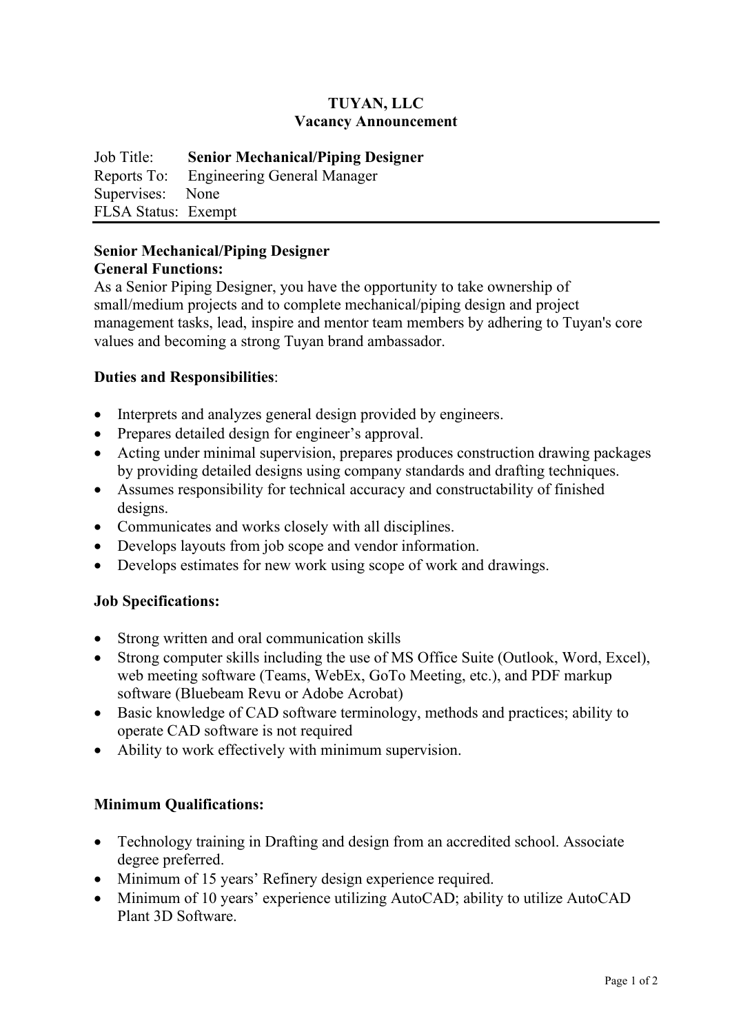# TUYAN, LLC
## Vacancy Announcement

Job Title: **Senior Mechanical/Piping Designer**
Reports To: Engineering General Manager
Supervises: None
FLSA Status: Exempt

---

**Senior Mechanical/Piping Designer**
**General Functions:**
As a Senior Piping Designer, you have the opportunity to take ownership of small/medium projects and to complete mechanical/piping design and project management tasks, lead, inspire and mentor team members by adhering to Tuyan's core values and becoming a strong Tuyan brand ambassador.

**Duties and Responsibilities**:

- Interprets and analyzes general design provided by engineers.
- Prepares detailed design for engineer's approval.
- Acting under minimal supervision, prepares produces construction drawing packages by providing detailed designs using company standards and drafting techniques.
- Assumes responsibility for technical accuracy and constructability of finished designs.
- Communicates and works closely with all disciplines.
- Develops layouts from job scope and vendor information.
- Develops estimates for new work using scope of work and drawings.

**Job Specifications:**

- Strong written and oral communication skills
- Strong computer skills including the use of MS Office Suite (Outlook, Word, Excel), web meeting software (Teams, WebEx, GoTo Meeting, etc.), and PDF markup software (Bluebeam Revu or Adobe Acrobat)
- Basic knowledge of CAD software terminology, methods and practices; ability to operate CAD software is not required
- Ability to work effectively with minimum supervision.

**Minimum Qualifications:**

- Technology training in Drafting and design from an accredited school. Associate degree preferred.
- Minimum of 15 years' Refinery design experience required.
- Minimum of 10 years' experience utilizing AutoCAD; ability to utilize AutoCAD Plant 3D Software.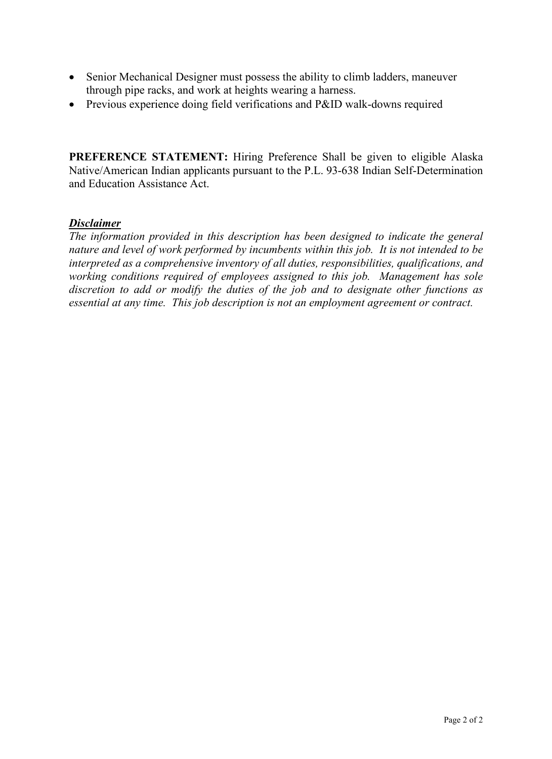- Senior Mechanical Designer must possess the ability to climb ladders, maneuver through pipe racks, and work at heights wearing a harness.
- Previous experience doing field verifications and P&ID walk-downs required

**PREFERENCE STATEMENT:** Hiring Preference Shall be given to eligible Alaska Native/American Indian applicants pursuant to the P.L. 93-638 Indian Self-Determination and Education Assistance Act.

***Disclaimer***

*The information provided in this description has been designed to indicate the general nature and level of work performed by incumbents within this job. It is not intended to be interpreted as a comprehensive inventory of all duties, responsibilities, qualifications, and working conditions required of employees assigned to this job. Management has sole discretion to add or modify the duties of the job and to designate other functions as essential at any time. This job description is not an employment agreement or contract.*